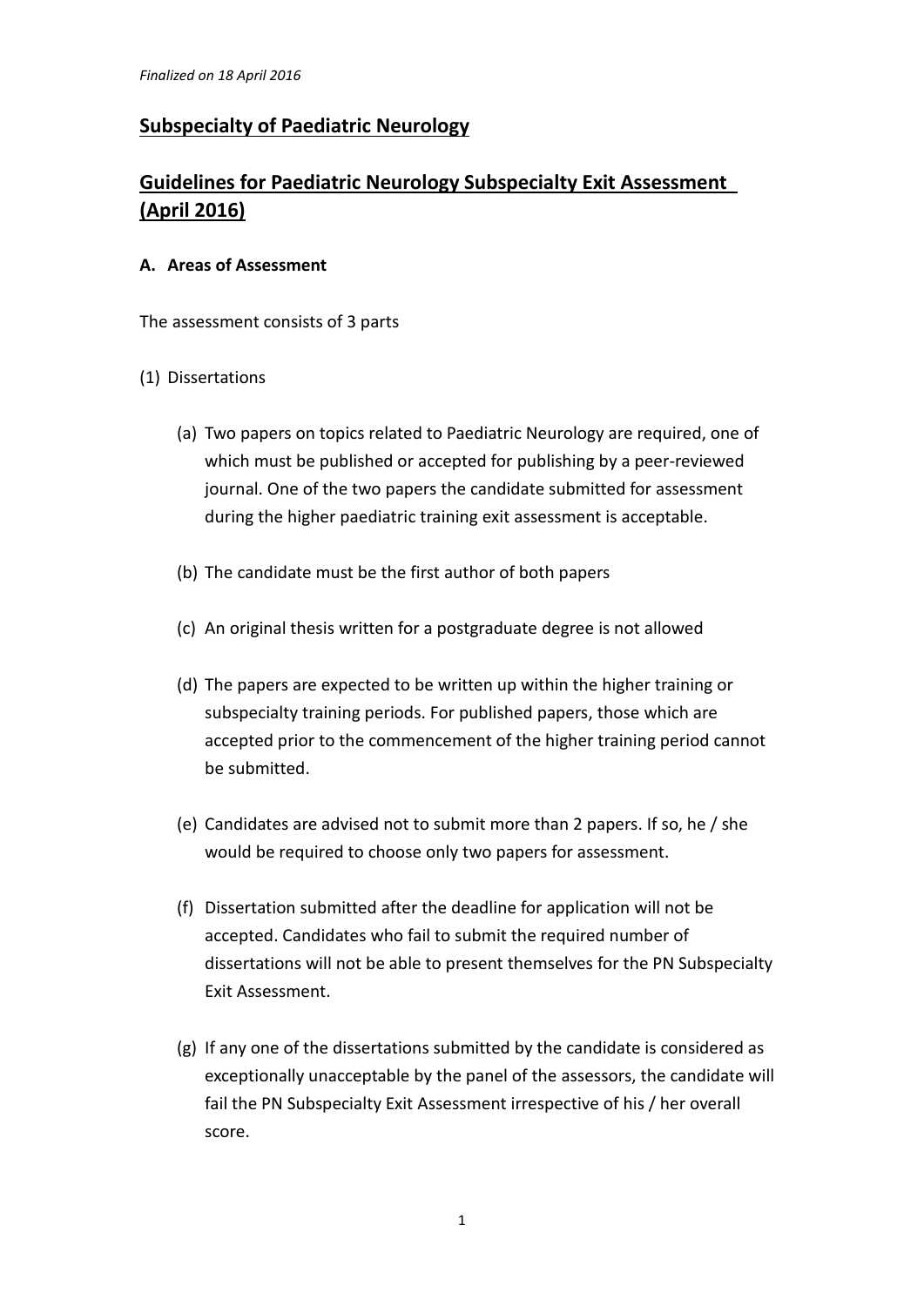*Finalized on 18 April 2016*

## Subspecialty of Paediatric Neurology

## Guidelines for Paediatric Neurology Subspecialty Exit Assessment (April 2016)

### A. Areas of Assessment

The assessment consists of 3 parts

(1) Dissertations

(a) Two papers on topics related to Paediatric Neurology are required, one of which must be published or accepted for publishing by a peer-reviewed journal. One of the two papers the candidate submitted for assessment during the higher paediatric training exit assessment is acceptable.

(b) The candidate must be the first author of both papers

(c) An original thesis written for a postgraduate degree is not allowed

(d) The papers are expected to be written up within the higher training or subspecialty training periods. For published papers, those which are accepted prior to the commencement of the higher training period cannot be submitted.

(e) Candidates are advised not to submit more than 2 papers. If so, he / she would be required to choose only two papers for assessment.

(f) Dissertation submitted after the deadline for application will not be accepted. Candidates who fail to submit the required number of dissertations will not be able to present themselves for the PN Subspecialty Exit Assessment.

(g) If any one of the dissertations submitted by the candidate is considered as exceptionally unacceptable by the panel of the assessors, the candidate will fail the PN Subspecialty Exit Assessment irrespective of his / her overall score.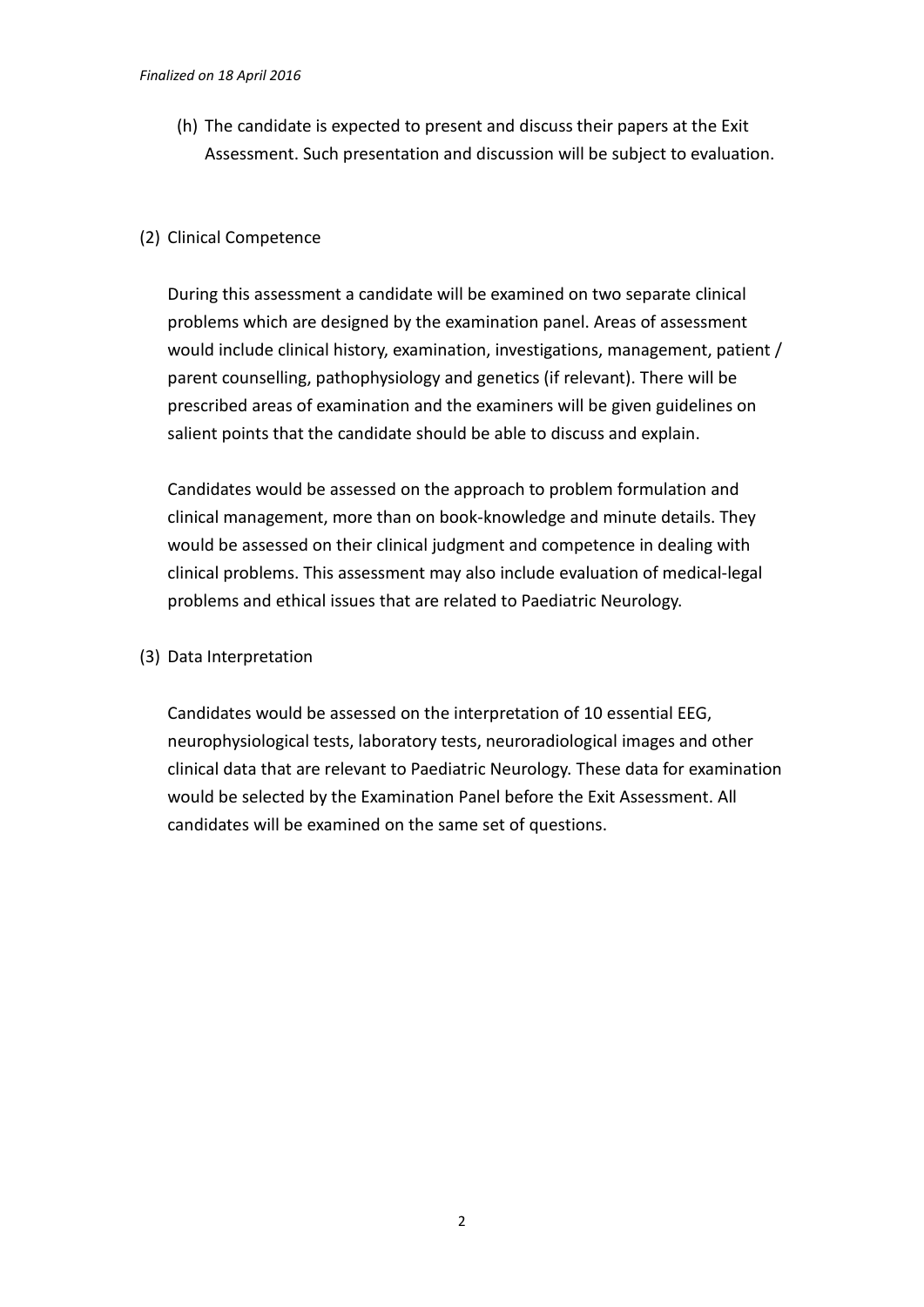(h) The candidate is expected to present and discuss their papers at the Exit Assessment. Such presentation and discussion will be subject to evaluation.

(2) Clinical Competence

During this assessment a candidate will be examined on two separate clinical problems which are designed by the examination panel. Areas of assessment would include clinical history, examination, investigations, management, patient / parent counselling, pathophysiology and genetics (if relevant). There will be prescribed areas of examination and the examiners will be given guidelines on salient points that the candidate should be able to discuss and explain.

Candidates would be assessed on the approach to problem formulation and clinical management, more than on book-knowledge and minute details. They would be assessed on their clinical judgment and competence in dealing with clinical problems. This assessment may also include evaluation of medical-legal problems and ethical issues that are related to Paediatric Neurology.

(3) Data Interpretation

Candidates would be assessed on the interpretation of 10 essential EEG, neurophysiological tests, laboratory tests, neuroradiological images and other clinical data that are relevant to Paediatric Neurology. These data for examination would be selected by the Examination Panel before the Exit Assessment. All candidates will be examined on the same set of questions.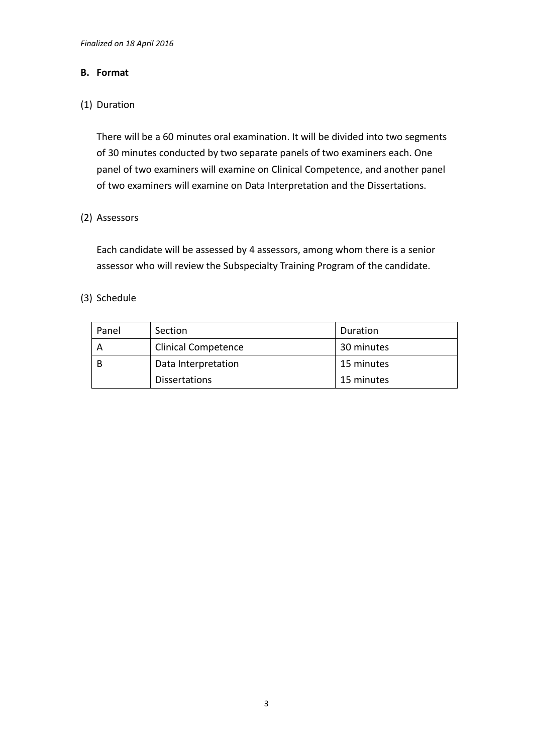*Finalized on 18 April 2016*

**B. Format**

(1) Duration

There will be a 60 minutes oral examination. It will be divided into two segments of 30 minutes conducted by two separate panels of two examiners each. One panel of two examiners will examine on Clinical Competence, and another panel of two examiners will examine on Data Interpretation and the Dissertations.

(2) Assessors

Each candidate will be assessed by 4 assessors, among whom there is a senior assessor who will review the Subspecialty Training Program of the candidate.

(3) Schedule

| Panel | Section | Duration |
|---|---|---|
| A | Clinical Competence | 30 minutes |
| B | Data Interpretation | 15 minutes |
| | Dissertations | 15 minutes |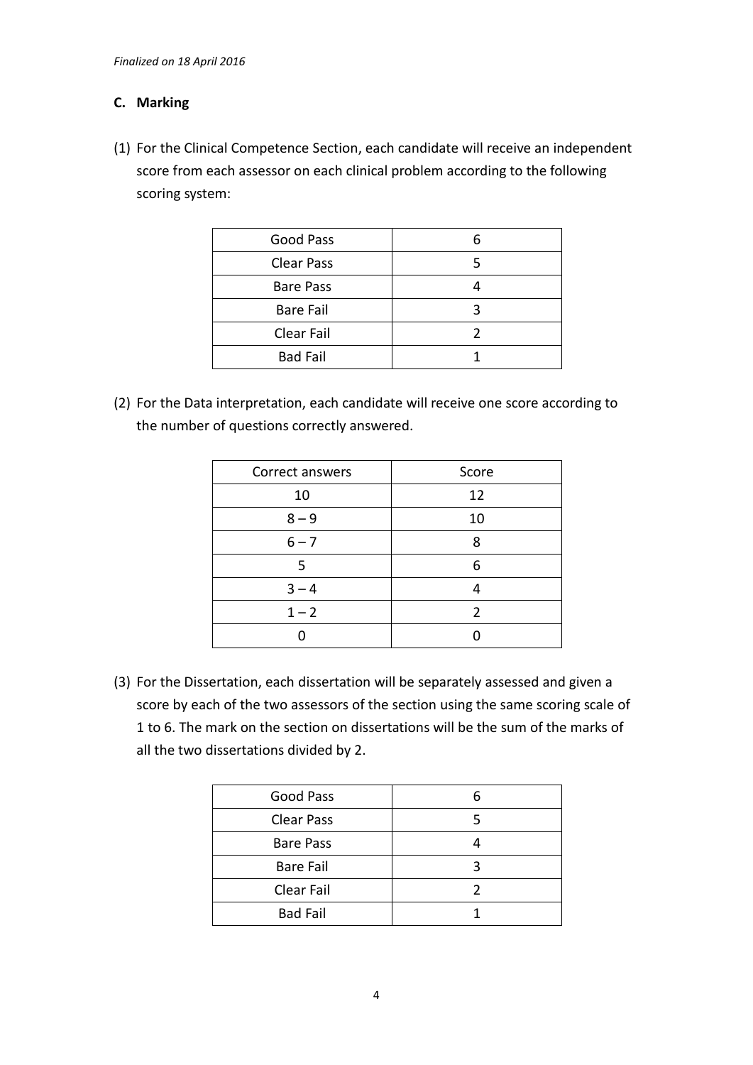### C. Marking

(1) For the Clinical Competence Section, each candidate will receive an independent score from each assessor on each clinical problem according to the following scoring system:

| Good Pass | 6 |
|---|---|
| Clear Pass | 5 |
| Bare Pass | 4 |
| Bare Fail | 3 |
| Clear Fail | 2 |
| Bad Fail | 1 |

(2) For the Data interpretation, each candidate will receive one score according to the number of questions correctly answered.

| Correct answers | Score |
|---|---|
| 10 | 12 |
| 8 – 9 | 10 |
| 6 – 7 | 8 |
| 5 | 6 |
| 3 – 4 | 4 |
| 1 – 2 | 2 |
| 0 | 0 |

(3) For the Dissertation, each dissertation will be separately assessed and given a score by each of the two assessors of the section using the same scoring scale of 1 to 6. The mark on the section on dissertations will be the sum of the marks of all the two dissertations divided by 2.

| Good Pass | 6 |
|---|---|
| Clear Pass | 5 |
| Bare Pass | 4 |
| Bare Fail | 3 |
| Clear Fail | 2 |
| Bad Fail | 1 |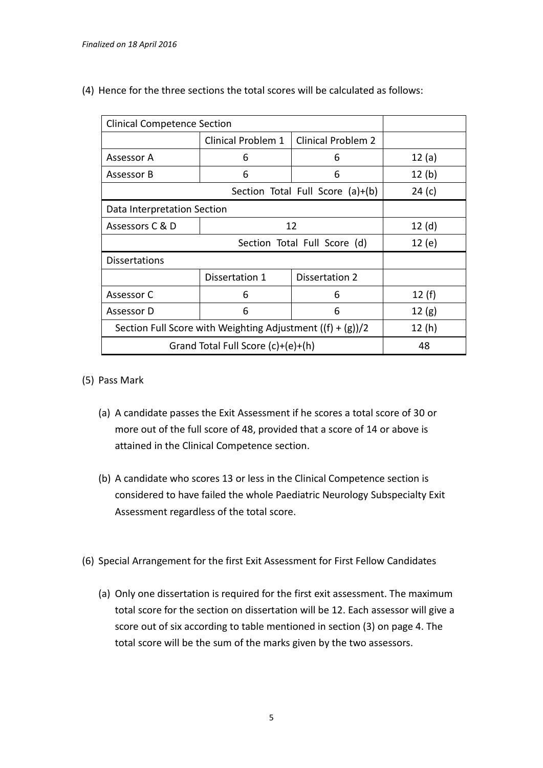(4) Hence for the three sections the total scores will be calculated as follows:

| | | | |
|---|---|---|---|
| Clinical Competence Section | | | |
| | Clinical Problem 1 | Clinical Problem 2 | |
| Assessor A | 6 | 6 | 12 (a) |
| Assessor B | 6 | 6 | 12 (b) |
| Section Total Full Score (a)+(b) | | | 24 (c) |
| Data Interpretation Section | | | |
| Assessors C & D | 12 | | 12 (d) |
| Section Total Full Score (d) | | | 12 (e) |
| Dissertations | | | |
| | Dissertation 1 | Dissertation 2 | |
| Assessor C | 6 | 6 | 12 (f) |
| Assessor D | 6 | 6 | 12 (g) |
| Section Full Score with Weighting Adjustment ((f) + (g))/2 | | | 12 (h) |
| Grand Total Full Score (c)+(e)+(h) | | | 48 |

(5) Pass Mark

(a) A candidate passes the Exit Assessment if he scores a total score of 30 or more out of the full score of 48, provided that a score of 14 or above is attained in the Clinical Competence section.

(b) A candidate who scores 13 or less in the Clinical Competence section is considered to have failed the whole Paediatric Neurology Subspecialty Exit Assessment regardless of the total score.

(6) Special Arrangement for the first Exit Assessment for First Fellow Candidates

(a) Only one dissertation is required for the first exit assessment. The maximum total score for the section on dissertation will be 12. Each assessor will give a score out of six according to table mentioned in section (3) on page 4. The total score will be the sum of the marks given by the two assessors.